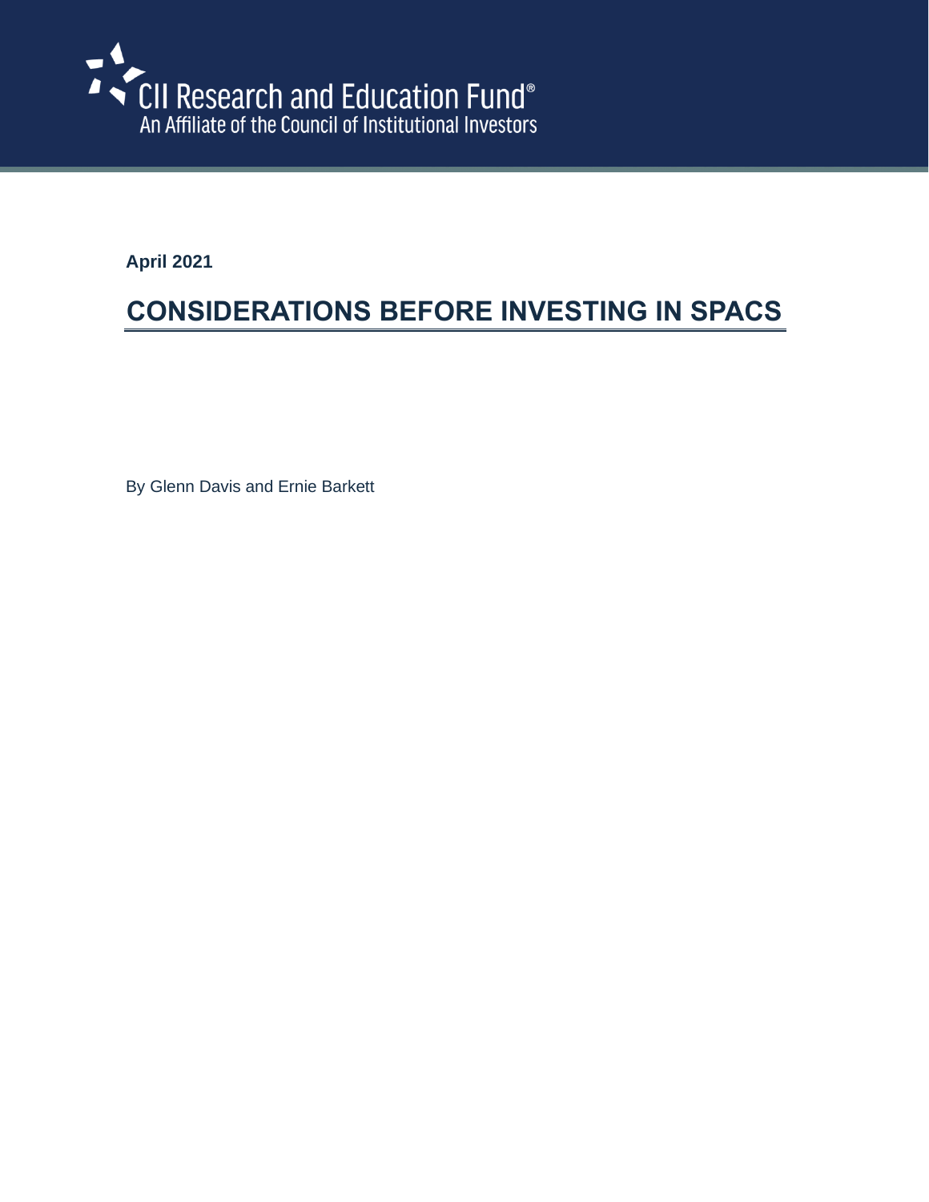CII Research and Education Fund®
An Affiliate of the Council of Institutional Investors

**April 2021**

# CONSIDERATIONS BEFORE INVESTING IN SPACS

By Glenn Davis and Ernie Barkett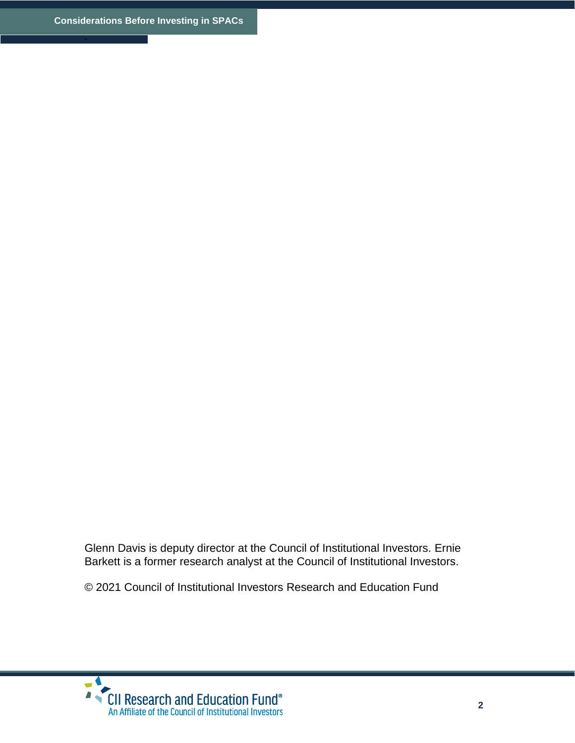Glenn Davis is deputy director at the Council of Institutional Investors. Ernie Barkett is a former research analyst at the Council of Institutional Investors.

© 2021 Council of Institutional Investors Research and Education Fund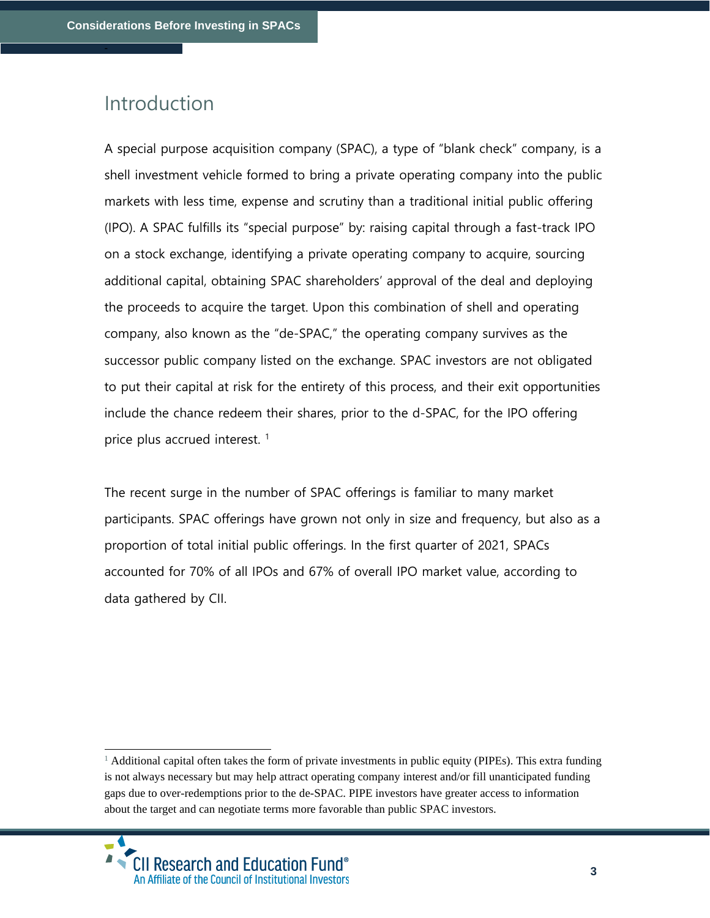# Introduction

A special purpose acquisition company (SPAC), a type of "blank check" company, is a shell investment vehicle formed to bring a private operating company into the public markets with less time, expense and scrutiny than a traditional initial public offering (IPO). A SPAC fulfills its "special purpose" by: raising capital through a fast-track IPO on a stock exchange, identifying a private operating company to acquire, sourcing additional capital, obtaining SPAC shareholders' approval of the deal and deploying the proceeds to acquire the target. Upon this combination of shell and operating company, also known as the "de-SPAC," the operating company survives as the successor public company listed on the exchange. SPAC investors are not obligated to put their capital at risk for the entirety of this process, and their exit opportunities include the chance redeem their shares, prior to the d-SPAC, for the IPO offering price plus accrued interest. [1]

The recent surge in the number of SPAC offerings is familiar to many market participants. SPAC offerings have grown not only in size and frequency, but also as a proportion of total initial public offerings. In the first quarter of 2021, SPACs accounted for 70% of all IPOs and 67% of overall IPO market value, according to data gathered by CII.

[1] Additional capital often takes the form of private investments in public equity (PIPEs). This extra funding is not always necessary but may help attract operating company interest and/or fill unanticipated funding gaps due to over-redemptions prior to the de-SPAC. PIPE investors have greater access to information about the target and can negotiate terms more favorable than public SPAC investors.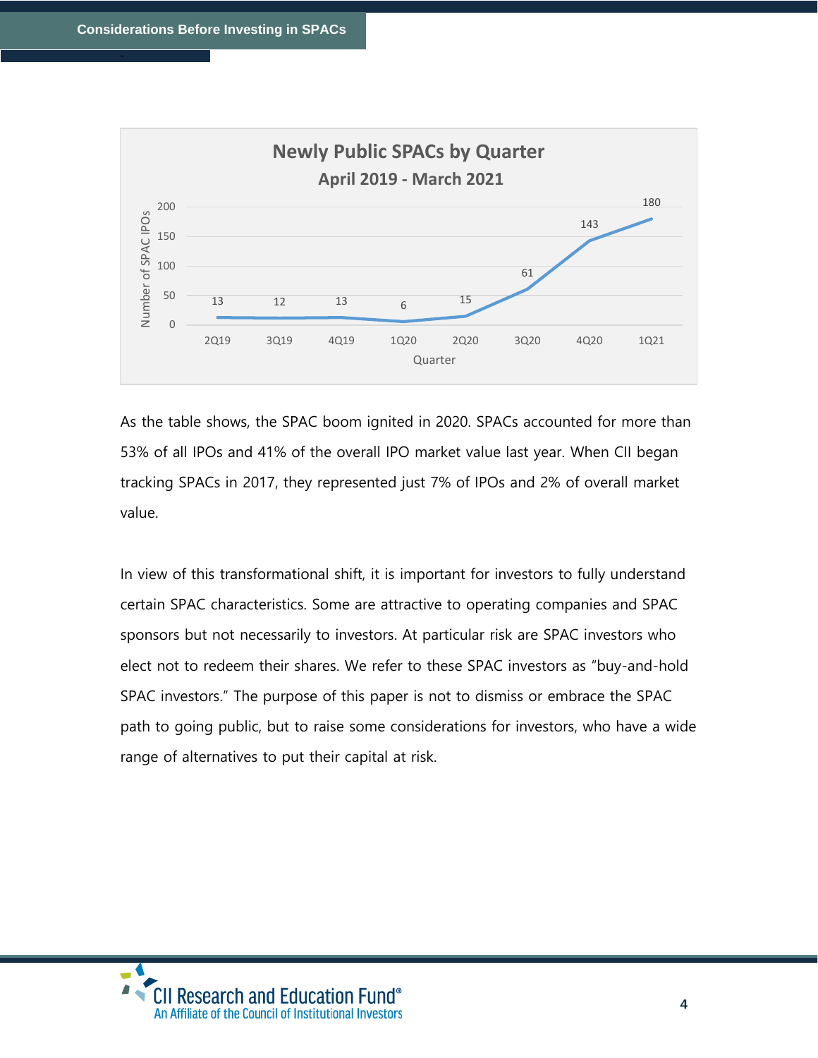**Newly Public SPACs by Quarter**
**April 2019 - March 2021**

| Quarter | Number of SPAC IPOs |
|---|---|
| 2Q19 | 13 |
| 3Q19 | 12 |
| 4Q19 | 13 |
| 1Q20 | 6 |
| 2Q20 | 15 |
| 3Q20 | 61 |
| 4Q20 | 143 |
| 1Q21 | 180 |

As the table shows, the SPAC boom ignited in 2020. SPACs accounted for more than 53% of all IPOs and 41% of the overall IPO market value last year. When CII began tracking SPACs in 2017, they represented just 7% of IPOs and 2% of overall market value.

In view of this transformational shift, it is important for investors to fully understand certain SPAC characteristics. Some are attractive to operating companies and SPAC sponsors but not necessarily to investors. At particular risk are SPAC investors who elect not to redeem their shares. We refer to these SPAC investors as "buy-and-hold SPAC investors." The purpose of this paper is not to dismiss or embrace the SPAC path to going public, but to raise some considerations for investors, who have a wide range of alternatives to put their capital at risk.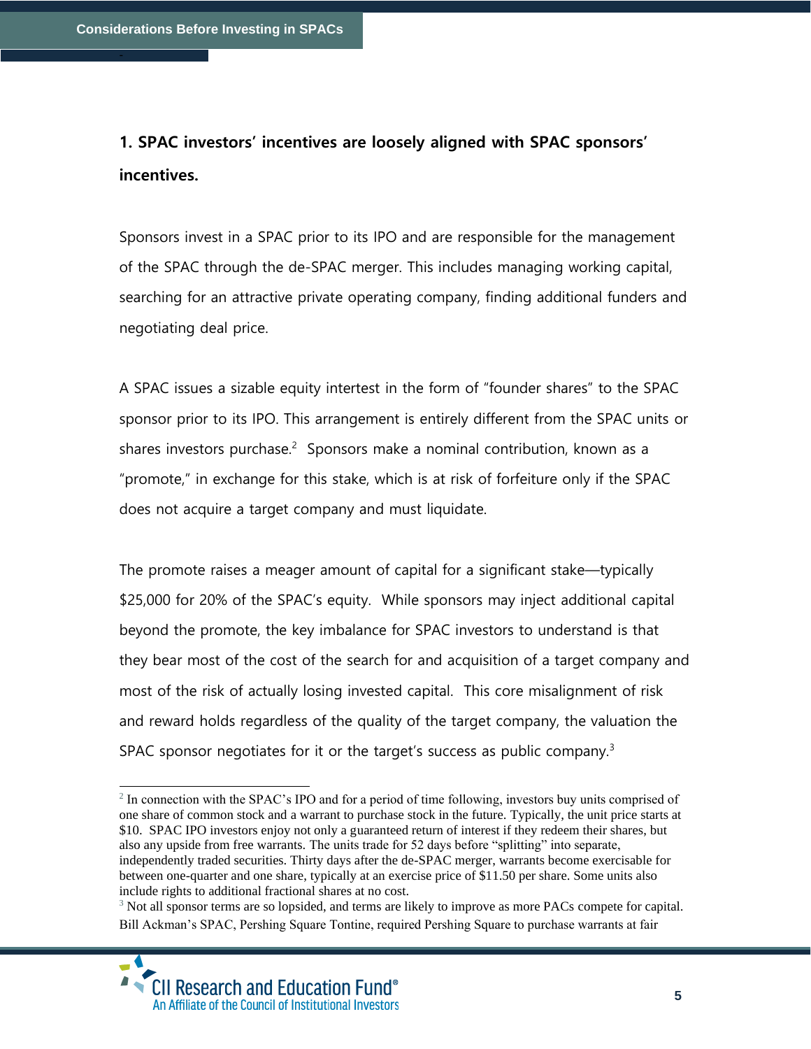## 1. SPAC investors' incentives are loosely aligned with SPAC sponsors' incentives.

Sponsors invest in a SPAC prior to its IPO and are responsible for the management of the SPAC through the de-SPAC merger. This includes managing working capital, searching for an attractive private operating company, finding additional funders and negotiating deal price.

A SPAC issues a sizable equity intertest in the form of "founder shares" to the SPAC sponsor prior to its IPO. This arrangement is entirely different from the SPAC units or shares investors purchase.[2] Sponsors make a nominal contribution, known as a "promote," in exchange for this stake, which is at risk of forfeiture only if the SPAC does not acquire a target company and must liquidate.

The promote raises a meager amount of capital for a significant stake—typically $25,000 for 20% of the SPAC's equity. While sponsors may inject additional capital beyond the promote, the key imbalance for SPAC investors to understand is that they bear most of the cost of the search for and acquisition of a target company and most of the risk of actually losing invested capital. This core misalignment of risk and reward holds regardless of the quality of the target company, the valuation the SPAC sponsor negotiates for it or the target's success as public company.[3]

---

[2] In connection with the SPAC's IPO and for a period of time following, investors buy units comprised of one share of common stock and a warrant to purchase stock in the future. Typically, the unit price starts at $10. SPAC IPO investors enjoy not only a guaranteed return of interest if they redeem their shares, but also any upside from free warrants. The units trade for 52 days before "splitting" into separate, independently traded securities. Thirty days after the de-SPAC merger, warrants become exercisable for between one-quarter and one share, typically at an exercise price of $11.50 per share. Some units also include rights to additional fractional shares at no cost.

[3] Not all sponsor terms are so lopsided, and terms are likely to improve as more PACs compete for capital. Bill Ackman's SPAC, Pershing Square Tontine, required Pershing Square to purchase warrants at fair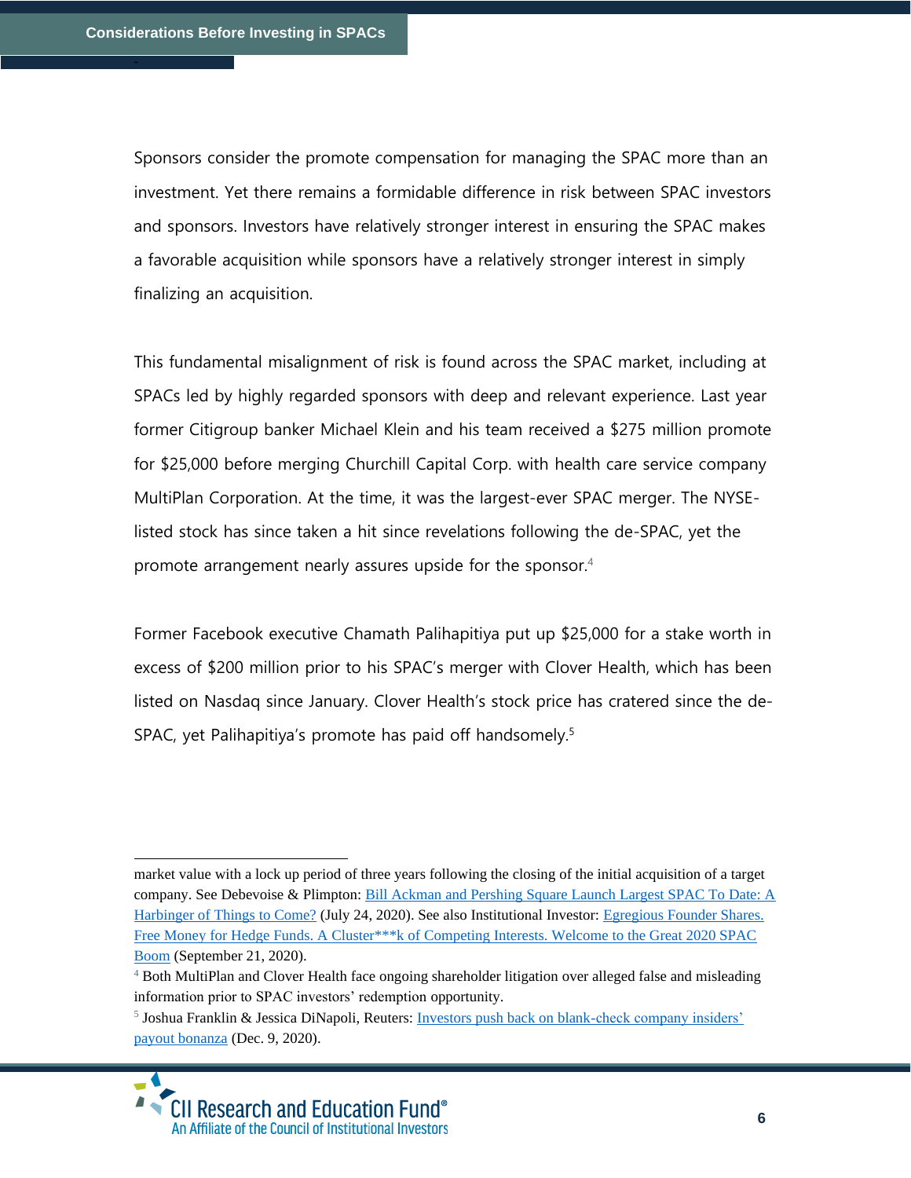Sponsors consider the promote compensation for managing the SPAC more than an investment. Yet there remains a formidable difference in risk between SPAC investors and sponsors. Investors have relatively stronger interest in ensuring the SPAC makes a favorable acquisition while sponsors have a relatively stronger interest in simply finalizing an acquisition.

This fundamental misalignment of risk is found across the SPAC market, including at SPACs led by highly regarded sponsors with deep and relevant experience. Last year former Citigroup banker Michael Klein and his team received a $275 million promote for $25,000 before merging Churchill Capital Corp. with health care service company MultiPlan Corporation. At the time, it was the largest-ever SPAC merger. The NYSE-listed stock has since taken a hit since revelations following the de-SPAC, yet the promote arrangement nearly assures upside for the sponsor.[4]

Former Facebook executive Chamath Palihapitiya put up $25,000 for a stake worth in excess of $200 million prior to his SPAC's merger with Clover Health, which has been listed on Nasdaq since January. Clover Health's stock price has cratered since the de-SPAC, yet Palihapitiya's promote has paid off handsomely.[5]

---

market value with a lock up period of three years following the closing of the initial acquisition of a target company. See Debevoise & Plimpton: Bill Ackman and Pershing Square Launch Largest SPAC To Date: A Harbinger of Things to Come? (July 24, 2020). See also Institutional Investor: Egregious Founder Shares. Free Money for Hedge Funds. A Cluster***k of Competing Interests. Welcome to the Great 2020 SPAC Boom (September 21, 2020).

[4] Both MultiPlan and Clover Health face ongoing shareholder litigation over alleged false and misleading information prior to SPAC investors' redemption opportunity.

[5] Joshua Franklin & Jessica DiNapoli, Reuters: Investors push back on blank-check company insiders' payout bonanza (Dec. 9, 2020).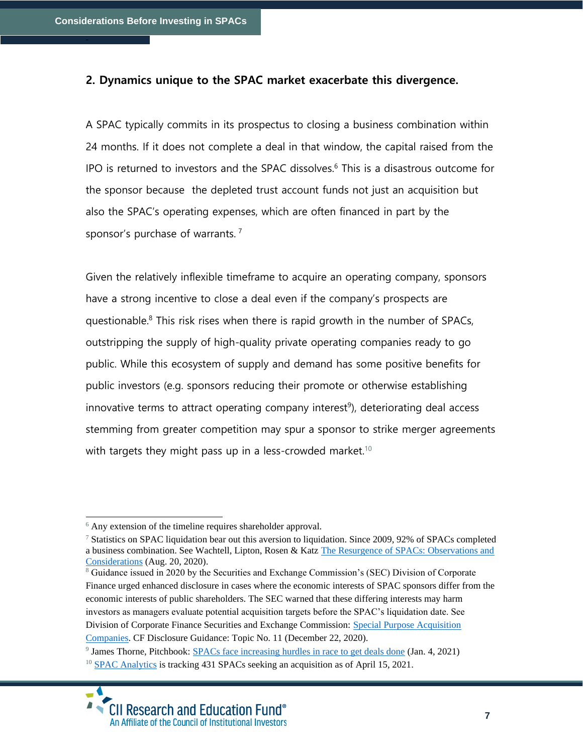### 2. Dynamics unique to the SPAC market exacerbate this divergence.

A SPAC typically commits in its prospectus to closing a business combination within 24 months. If it does not complete a deal in that window, the capital raised from the IPO is returned to investors and the SPAC dissolves.[6] This is a disastrous outcome for the sponsor because  the depleted trust account funds not just an acquisition but also the SPAC's operating expenses, which are often financed in part by the sponsor's purchase of warrants. [7]

Given the relatively inflexible timeframe to acquire an operating company, sponsors have a strong incentive to close a deal even if the company's prospects are questionable.[8] This risk rises when there is rapid growth in the number of SPACs, outstripping the supply of high-quality private operating companies ready to go public. While this ecosystem of supply and demand has some positive benefits for public investors (e.g. sponsors reducing their promote or otherwise establishing innovative terms to attract operating company interest[9]), deteriorating deal access stemming from greater competition may spur a sponsor to strike merger agreements with targets they might pass up in a less-crowded market.[10]

---

[6] Any extension of the timeline requires shareholder approval.

[7] Statistics on SPAC liquidation bear out this aversion to liquidation. Since 2009, 92% of SPACs completed a business combination. See Wachtell, Lipton, Rosen & Katz The Resurgence of SPACs: Observations and Considerations (Aug. 20, 2020).

[8] Guidance issued in 2020 by the Securities and Exchange Commission's (SEC) Division of Corporate Finance urged enhanced disclosure in cases where the economic interests of SPAC sponsors differ from the economic interests of public shareholders. The SEC warned that these differing interests may harm investors as managers evaluate potential acquisition targets before the SPAC's liquidation date. See Division of Corporate Finance Securities and Exchange Commission: Special Purpose Acquisition Companies. CF Disclosure Guidance: Topic No. 11 (December 22, 2020).

[9] James Thorne, Pitchbook: SPACs face increasing hurdles in race to get deals done (Jan. 4, 2021)

[10] SPAC Analytics is tracking 431 SPACs seeking an acquisition as of April 15, 2021.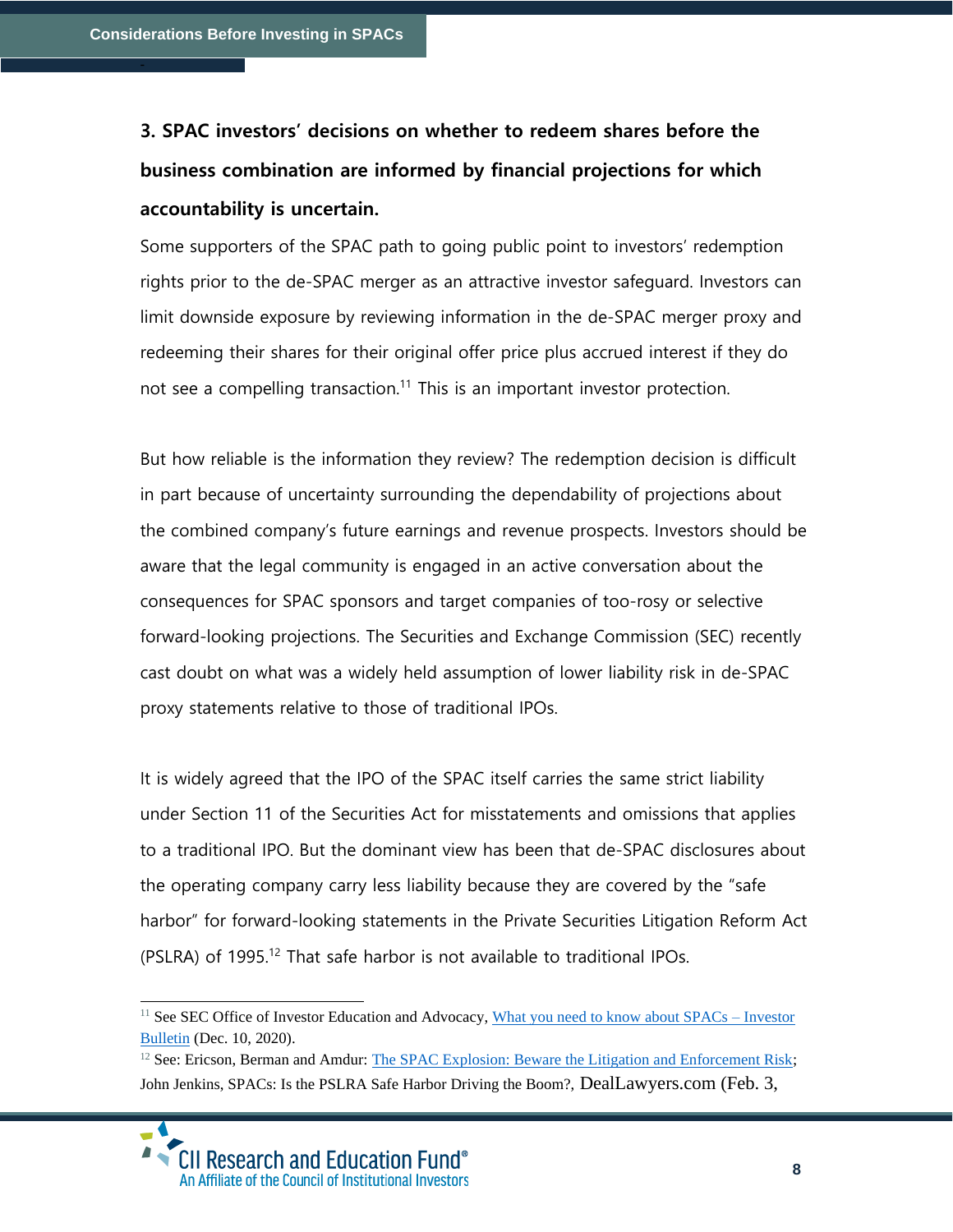### 3. SPAC investors' decisions on whether to redeem shares before the business combination are informed by financial projections for which accountability is uncertain.

Some supporters of the SPAC path to going public point to investors' redemption rights prior to the de-SPAC merger as an attractive investor safeguard. Investors can limit downside exposure by reviewing information in the de-SPAC merger proxy and redeeming their shares for their original offer price plus accrued interest if they do not see a compelling transaction.[11] This is an important investor protection.

But how reliable is the information they review? The redemption decision is difficult in part because of uncertainty surrounding the dependability of projections about the combined company's future earnings and revenue prospects. Investors should be aware that the legal community is engaged in an active conversation about the consequences for SPAC sponsors and target companies of too-rosy or selective forward-looking projections. The Securities and Exchange Commission (SEC) recently cast doubt on what was a widely held assumption of lower liability risk in de-SPAC proxy statements relative to those of traditional IPOs.

It is widely agreed that the IPO of the SPAC itself carries the same strict liability under Section 11 of the Securities Act for misstatements and omissions that applies to a traditional IPO. But the dominant view has been that de-SPAC disclosures about the operating company carry less liability because they are covered by the "safe harbor" for forward-looking statements in the Private Securities Litigation Reform Act (PSLRA) of 1995.[12] That safe harbor is not available to traditional IPOs.

---

[11] See SEC Office of Investor Education and Advocacy, What you need to know about SPACs – Investor Bulletin (Dec. 10, 2020).

[12] See: Ericson, Berman and Amdur: The SPAC Explosion: Beware the Litigation and Enforcement Risk; John Jenkins, SPACs: Is the PSLRA Safe Harbor Driving the Boom?, DealLawyers.com (Feb. 3,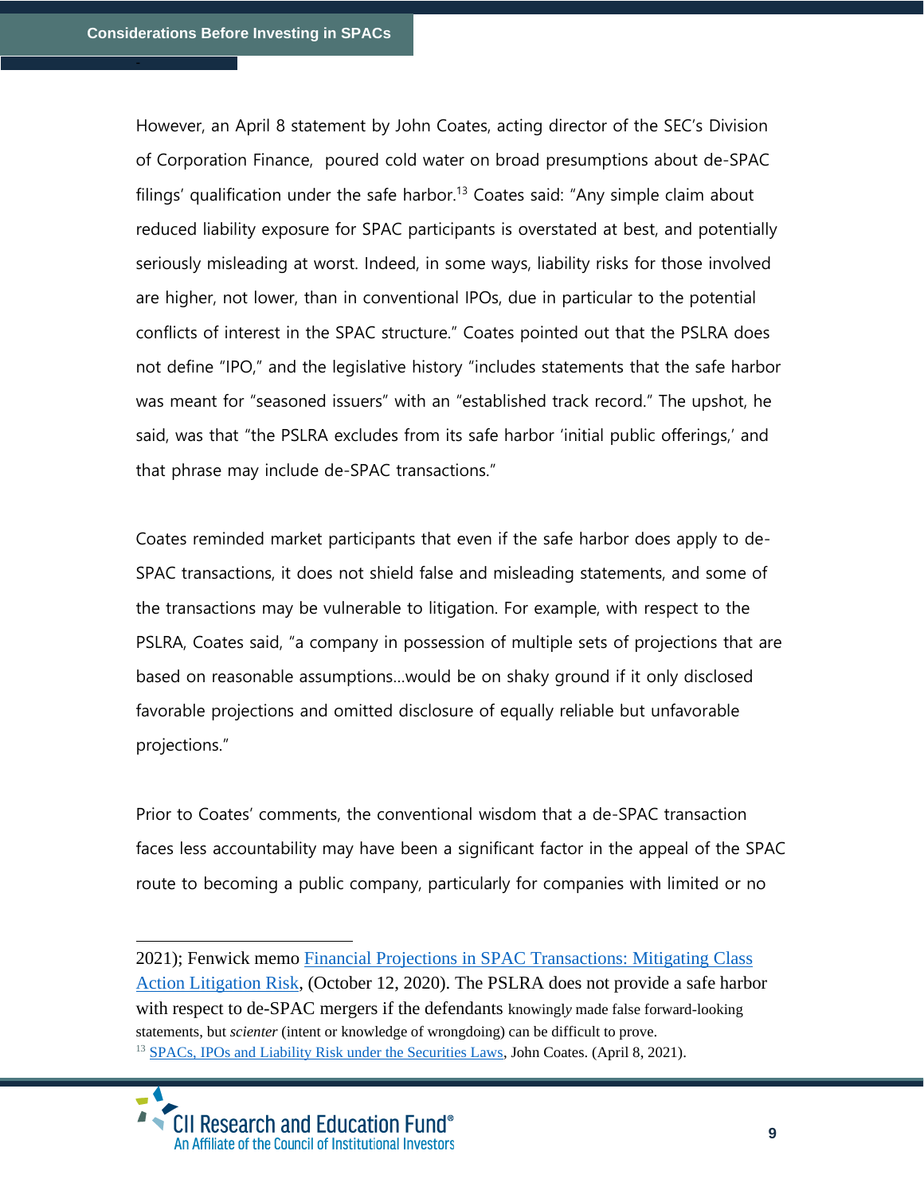However, an April 8 statement by John Coates, acting director of the SEC's Division of Corporation Finance, poured cold water on broad presumptions about de-SPAC filings' qualification under the safe harbor.[13] Coates said: "Any simple claim about reduced liability exposure for SPAC participants is overstated at best, and potentially seriously misleading at worst. Indeed, in some ways, liability risks for those involved are higher, not lower, than in conventional IPOs, due in particular to the potential conflicts of interest in the SPAC structure." Coates pointed out that the PSLRA does not define "IPO," and the legislative history "includes statements that the safe harbor was meant for "seasoned issuers" with an "established track record." The upshot, he said, was that "the PSLRA excludes from its safe harbor 'initial public offerings,' and that phrase may include de-SPAC transactions."

Coates reminded market participants that even if the safe harbor does apply to de-SPAC transactions, it does not shield false and misleading statements, and some of the transactions may be vulnerable to litigation. For example, with respect to the PSLRA, Coates said, "a company in possession of multiple sets of projections that are based on reasonable assumptions…would be on shaky ground if it only disclosed favorable projections and omitted disclosure of equally reliable but unfavorable projections."

Prior to Coates' comments, the conventional wisdom that a de-SPAC transaction faces less accountability may have been a significant factor in the appeal of the SPAC route to becoming a public company, particularly for companies with limited or no

---

2021); Fenwick memo [Financial Projections in SPAC Transactions: Mitigating Class Action Litigation Risk](), (October 12, 2020). The PSLRA does not provide a safe harbor with respect to de-SPAC mergers if the defendants knowingly made false forward-looking statements, but *scienter* (intent or knowledge of wrongdoing) can be difficult to prove.

[13] [SPACs, IPOs and Liability Risk under the Securities Laws](), John Coates. (April 8, 2021).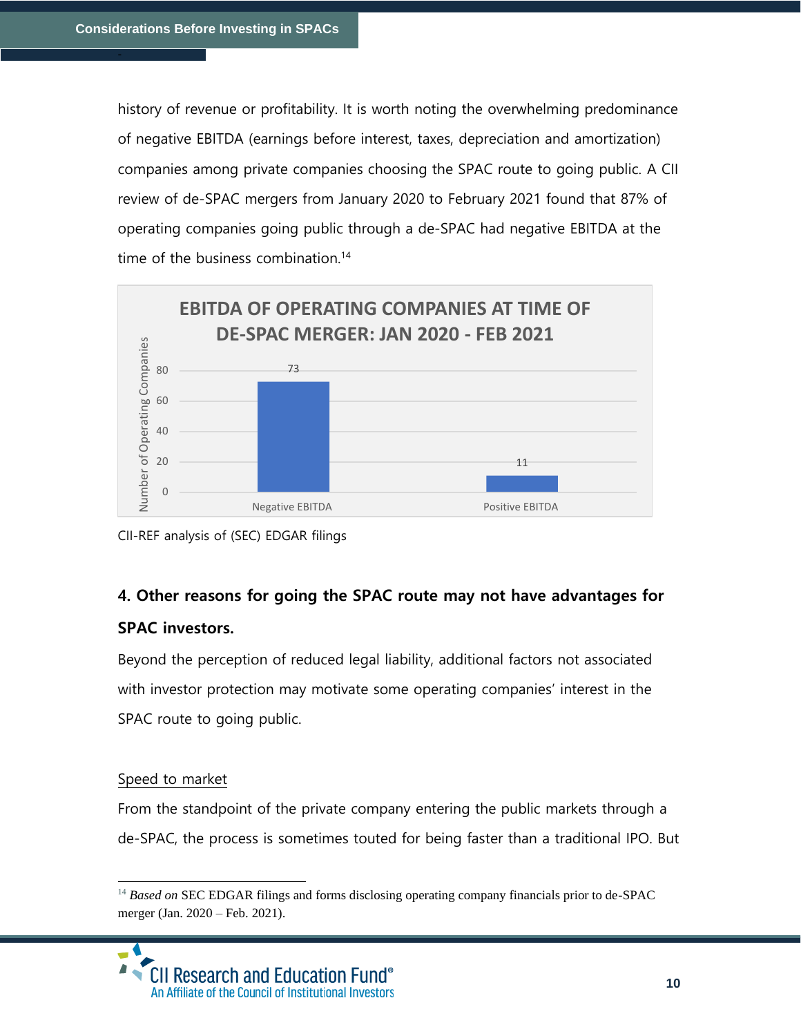history of revenue or profitability. It is worth noting the overwhelming predominance of negative EBITDA (earnings before interest, taxes, depreciation and amortization) companies among private companies choosing the SPAC route to going public. A CII review of de-SPAC mergers from January 2020 to February 2021 found that 87% of operating companies going public through a de-SPAC had negative EBITDA at the time of the business combination.[14]

**EBITDA OF OPERATING COMPANIES AT TIME OF DE-SPAC MERGER: JAN 2020 - FEB 2021**

| | Number of Operating Companies |
|---|---|
| Negative EBITDA | 73 |
| Positive EBITDA | 11 |

CII-REF analysis of (SEC) EDGAR filings

### 4. Other reasons for going the SPAC route may not have advantages for SPAC investors.

Beyond the perception of reduced legal liability, additional factors not associated with investor protection may motivate some operating companies' interest in the SPAC route to going public.

<u>Speed to market</u>

From the standpoint of the private company entering the public markets through a de-SPAC, the process is sometimes touted for being faster than a traditional IPO. But

[14] *Based on* SEC EDGAR filings and forms disclosing operating company financials prior to de-SPAC merger (Jan. 2020 – Feb. 2021).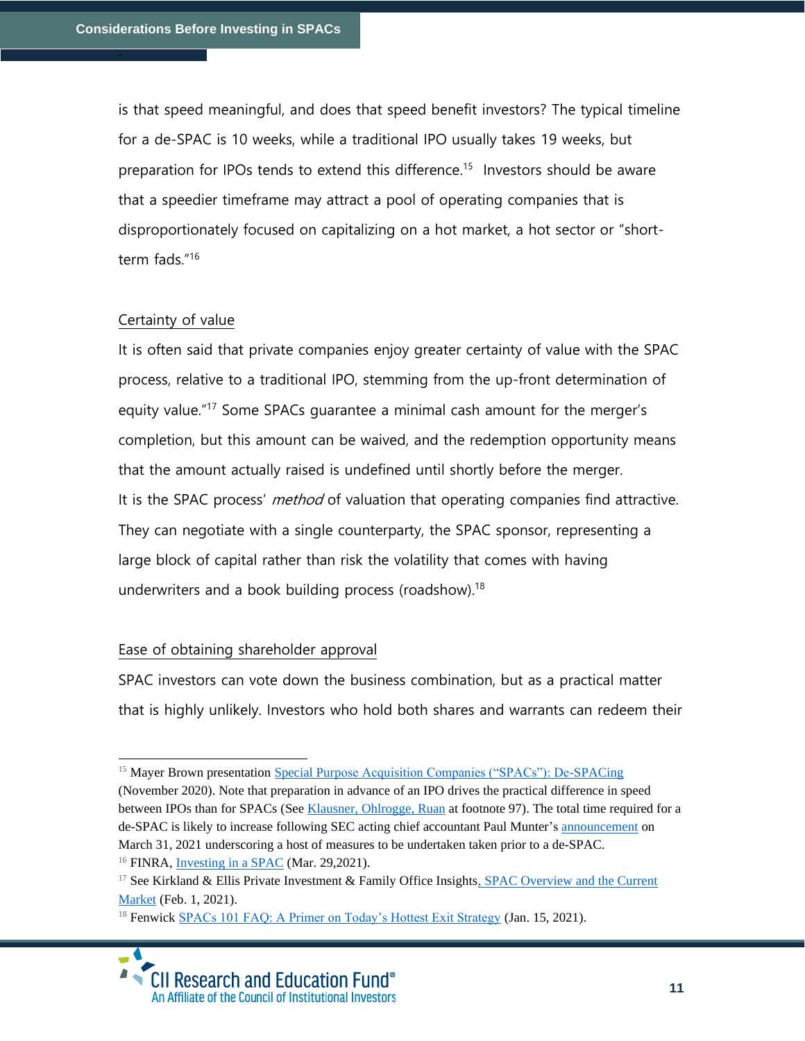is that speed meaningful, and does that speed benefit investors? The typical timeline for a de-SPAC is 10 weeks, while a traditional IPO usually takes 19 weeks, but preparation for IPOs tends to extend this difference.[15] Investors should be aware that a speedier timeframe may attract a pool of operating companies that is disproportionately focused on capitalizing on a hot market, a hot sector or "short-term fads."[16]

## Certainty of value

It is often said that private companies enjoy greater certainty of value with the SPAC process, relative to a traditional IPO, stemming from the up-front determination of equity value."[17] Some SPACs guarantee a minimal cash amount for the merger's completion, but this amount can be waived, and the redemption opportunity means that the amount actually raised is undefined until shortly before the merger.

It is the SPAC process' *method* of valuation that operating companies find attractive. They can negotiate with a single counterparty, the SPAC sponsor, representing a large block of capital rather than risk the volatility that comes with having underwriters and a book building process (roadshow).[18]

## Ease of obtaining shareholder approval

SPAC investors can vote down the business combination, but as a practical matter that is highly unlikely. Investors who hold both shares and warrants can redeem their

---

[15] Mayer Brown presentation Special Purpose Acquisition Companies ("SPACs"): De-SPACing (November 2020). Note that preparation in advance of an IPO drives the practical difference in speed between IPOs than for SPACs (See Klausner, Ohlrogge, Ruan at footnote 97). The total time required for a de-SPAC is likely to increase following SEC acting chief accountant Paul Munter's announcement on March 31, 2021 underscoring a host of measures to be undertaken taken prior to a de-SPAC.

[16] FINRA, Investing in a SPAC (Mar. 29,2021).

[17] See Kirkland & Ellis Private Investment & Family Office Insights, SPAC Overview and the Current Market (Feb. 1, 2021).

[18] Fenwick SPACs 101 FAQ: A Primer on Today's Hottest Exit Strategy (Jan. 15, 2021).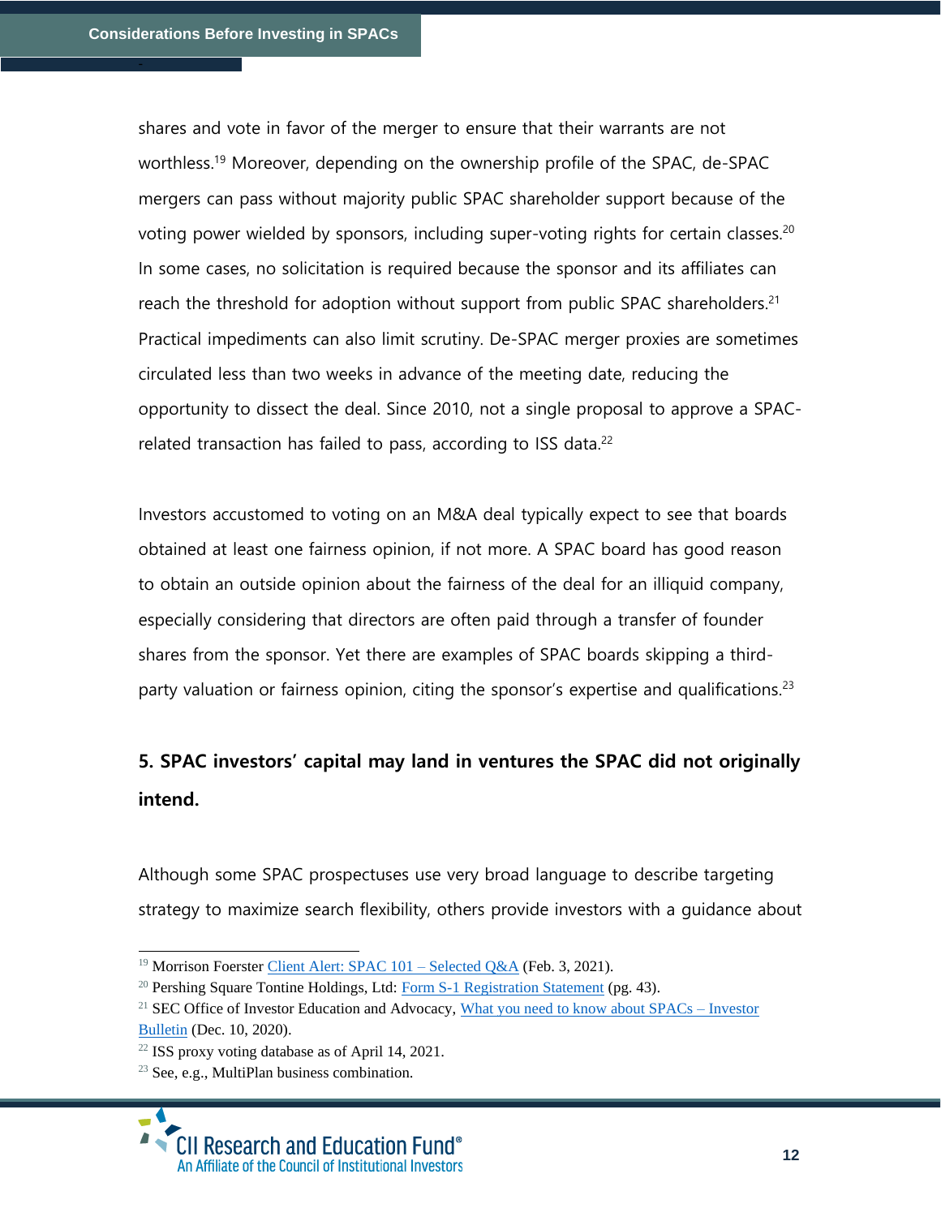shares and vote in favor of the merger to ensure that their warrants are not worthless.[19] Moreover, depending on the ownership profile of the SPAC, de-SPAC mergers can pass without majority public SPAC shareholder support because of the voting power wielded by sponsors, including super-voting rights for certain classes.[20] In some cases, no solicitation is required because the sponsor and its affiliates can reach the threshold for adoption without support from public SPAC shareholders.[21] Practical impediments can also limit scrutiny. De-SPAC merger proxies are sometimes circulated less than two weeks in advance of the meeting date, reducing the opportunity to dissect the deal. Since 2010, not a single proposal to approve a SPAC-related transaction has failed to pass, according to ISS data.[22]

Investors accustomed to voting on an M&A deal typically expect to see that boards obtained at least one fairness opinion, if not more. A SPAC board has good reason to obtain an outside opinion about the fairness of the deal for an illiquid company, especially considering that directors are often paid through a transfer of founder shares from the sponsor. Yet there are examples of SPAC boards skipping a third-party valuation or fairness opinion, citing the sponsor's expertise and qualifications.[23]

### 5. SPAC investors' capital may land in ventures the SPAC did not originally intend.

Although some SPAC prospectuses use very broad language to describe targeting strategy to maximize search flexibility, others provide investors with a guidance about

---

[19] Morrison Foerster Client Alert: SPAC 101 – Selected Q&A (Feb. 3, 2021).

[20] Pershing Square Tontine Holdings, Ltd: Form S-1 Registration Statement (pg. 43).

[21] SEC Office of Investor Education and Advocacy, What you need to know about SPACs – Investor Bulletin (Dec. 10, 2020).

[22] ISS proxy voting database as of April 14, 2021.

[23] See, e.g., MultiPlan business combination.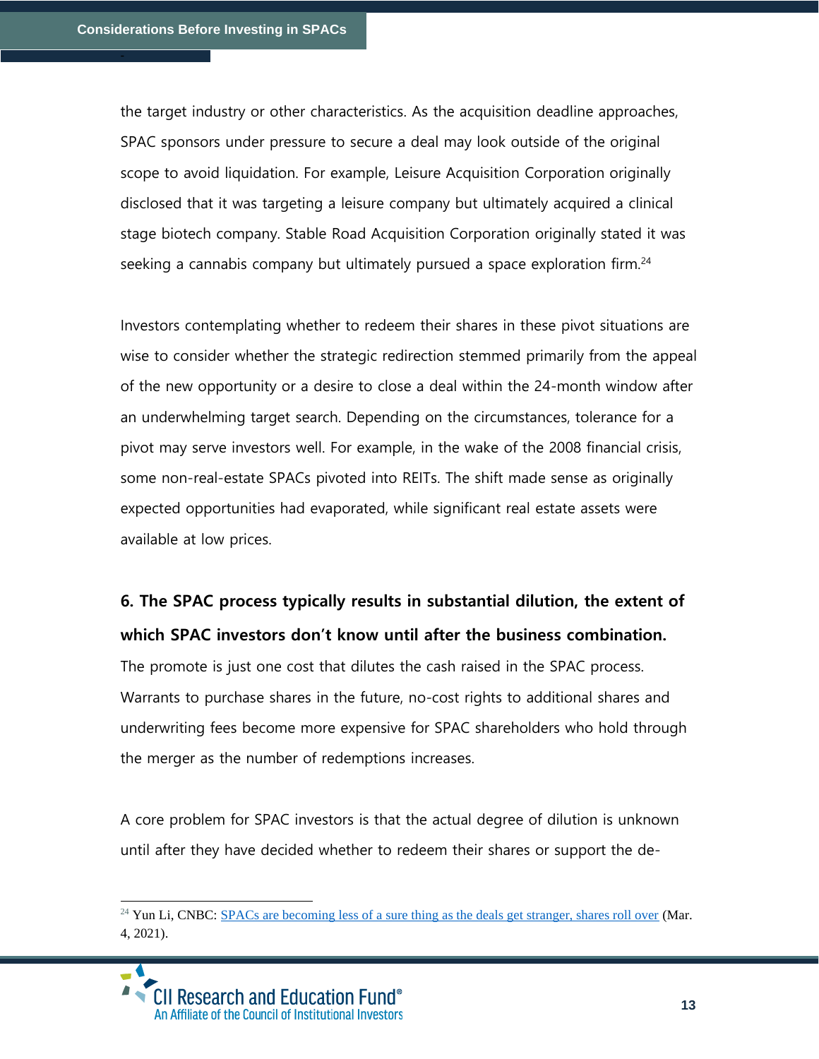the target industry or other characteristics. As the acquisition deadline approaches, SPAC sponsors under pressure to secure a deal may look outside of the original scope to avoid liquidation. For example, Leisure Acquisition Corporation originally disclosed that it was targeting a leisure company but ultimately acquired a clinical stage biotech company. Stable Road Acquisition Corporation originally stated it was seeking a cannabis company but ultimately pursued a space exploration firm.[24]

Investors contemplating whether to redeem their shares in these pivot situations are wise to consider whether the strategic redirection stemmed primarily from the appeal of the new opportunity or a desire to close a deal within the 24-month window after an underwhelming target search. Depending on the circumstances, tolerance for a pivot may serve investors well. For example, in the wake of the 2008 financial crisis, some non-real-estate SPACs pivoted into REITs. The shift made sense as originally expected opportunities had evaporated, while significant real estate assets were available at low prices.

### 6. The SPAC process typically results in substantial dilution, the extent of which SPAC investors don't know until after the business combination.

The promote is just one cost that dilutes the cash raised in the SPAC process. Warrants to purchase shares in the future, no-cost rights to additional shares and underwriting fees become more expensive for SPAC shareholders who hold through the merger as the number of redemptions increases.

A core problem for SPAC investors is that the actual degree of dilution is unknown until after they have decided whether to redeem their shares or support the de-

---

[24] Yun Li, CNBC: [SPACs are becoming less of a sure thing as the deals get stranger, shares roll over]() (Mar. 4, 2021).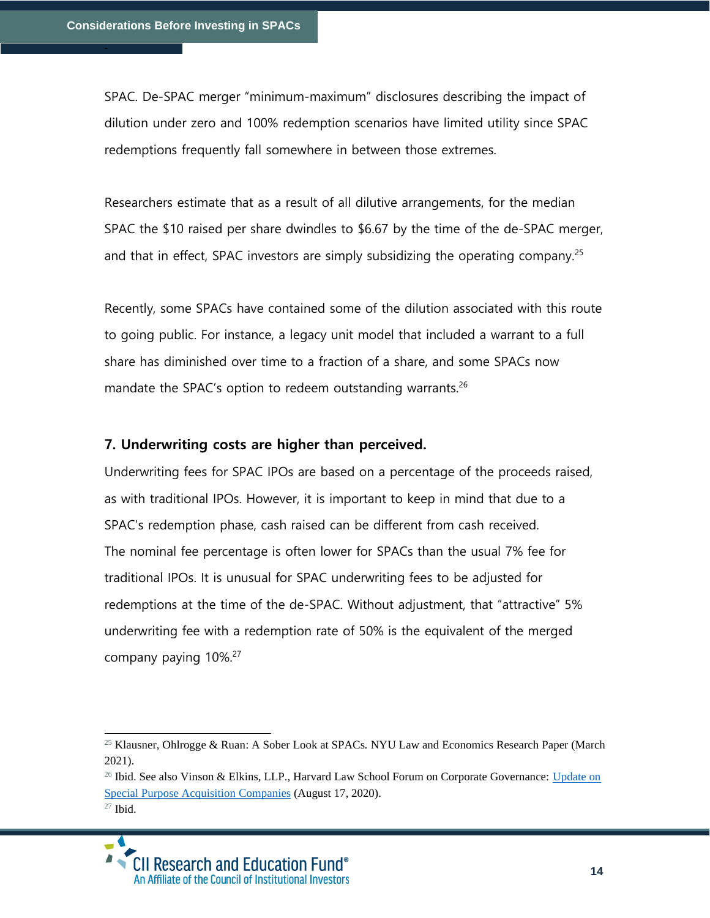SPAC. De-SPAC merger "minimum-maximum" disclosures describing the impact of dilution under zero and 100% redemption scenarios have limited utility since SPAC redemptions frequently fall somewhere in between those extremes.

Researchers estimate that as a result of all dilutive arrangements, for the median SPAC the $10 raised per share dwindles to $6.67 by the time of the de-SPAC merger, and that in effect, SPAC investors are simply subsidizing the operating company.[25]

Recently, some SPACs have contained some of the dilution associated with this route to going public. For instance, a legacy unit model that included a warrant to a full share has diminished over time to a fraction of a share, and some SPACs now mandate the SPAC's option to redeem outstanding warrants.[26]

### 7. Underwriting costs are higher than perceived.

Underwriting fees for SPAC IPOs are based on a percentage of the proceeds raised, as with traditional IPOs. However, it is important to keep in mind that due to a SPAC's redemption phase, cash raised can be different from cash received. The nominal fee percentage is often lower for SPACs than the usual 7% fee for traditional IPOs. It is unusual for SPAC underwriting fees to be adjusted for redemptions at the time of the de-SPAC. Without adjustment, that "attractive" 5% underwriting fee with a redemption rate of 50% is the equivalent of the merged company paying 10%.[27]

---

[25] Klausner, Ohlrogge & Ruan: A Sober Look at SPACs. NYU Law and Economics Research Paper (March 2021).

[26] Ibid. See also Vinson & Elkins, LLP., Harvard Law School Forum on Corporate Governance: Update on Special Purpose Acquisition Companies (August 17, 2020).

[27] Ibid.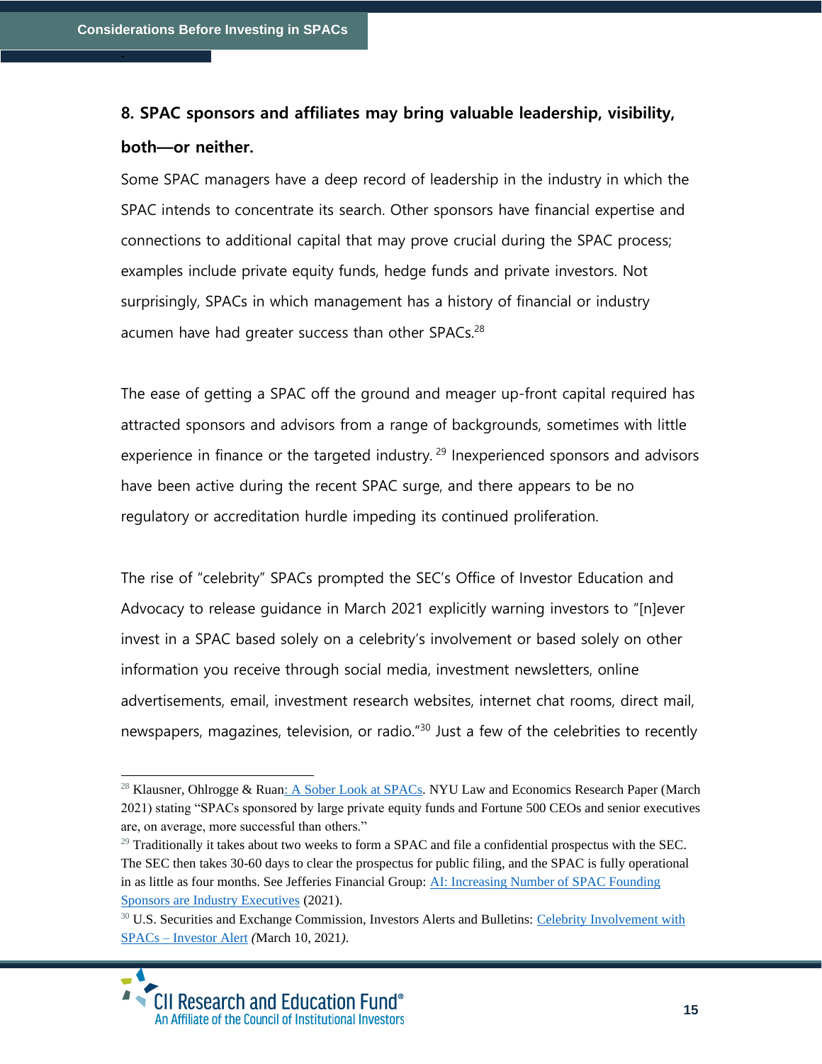### 8. SPAC sponsors and affiliates may bring valuable leadership, visibility, both—or neither.

Some SPAC managers have a deep record of leadership in the industry in which the SPAC intends to concentrate its search. Other sponsors have financial expertise and connections to additional capital that may prove crucial during the SPAC process; examples include private equity funds, hedge funds and private investors. Not surprisingly, SPACs in which management has a history of financial or industry acumen have had greater success than other SPACs.[28]

The ease of getting a SPAC off the ground and meager up-front capital required has attracted sponsors and advisors from a range of backgrounds, sometimes with little experience in finance or the targeted industry.[29] Inexperienced sponsors and advisors have been active during the recent SPAC surge, and there appears to be no regulatory or accreditation hurdle impeding its continued proliferation.

The rise of "celebrity" SPACs prompted the SEC's Office of Investor Education and Advocacy to release guidance in March 2021 explicitly warning investors to "[n]ever invest in a SPAC based solely on a celebrity's involvement or based solely on other information you receive through social media, investment newsletters, online advertisements, email, investment research websites, internet chat rooms, direct mail, newspapers, magazines, television, or radio."[30] Just a few of the celebrities to recently

---

[28] Klausner, Ohlrogge & Ruan: A Sober Look at SPACs. NYU Law and Economics Research Paper (March 2021) stating "SPACs sponsored by large private equity funds and Fortune 500 CEOs and senior executives are, on average, more successful than others."

[29] Traditionally it takes about two weeks to form a SPAC and file a confidential prospectus with the SEC. The SEC then takes 30-60 days to clear the prospectus for public filing, and the SPAC is fully operational in as little as four months. See Jefferies Financial Group: AI: Increasing Number of SPAC Founding Sponsors are Industry Executives (2021).

[30] U.S. Securities and Exchange Commission, Investors Alerts and Bulletins: Celebrity Involvement with SPACs – Investor Alert *(*March 10, 2021*).*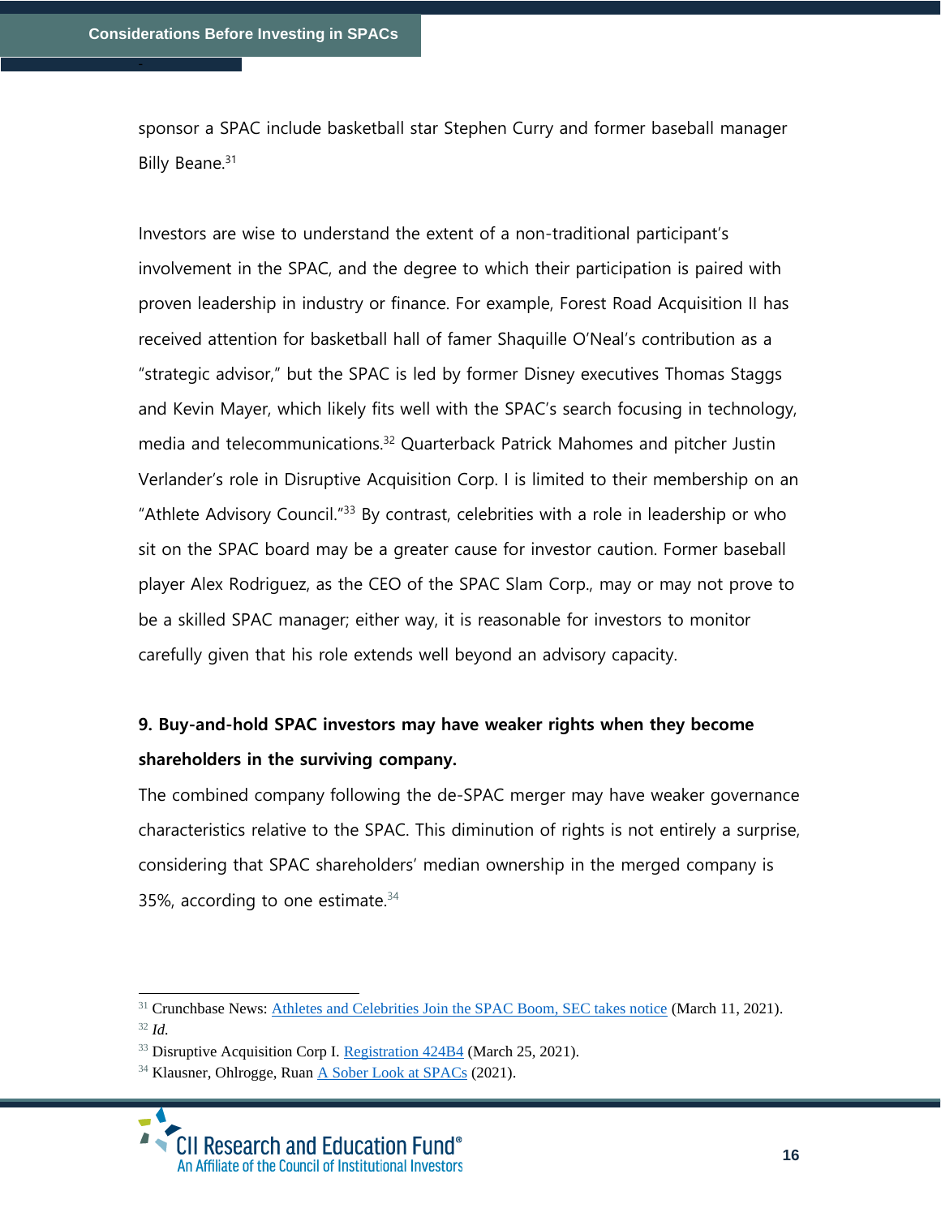sponsor a SPAC include basketball star Stephen Curry and former baseball manager Billy Beane.[31]

Investors are wise to understand the extent of a non-traditional participant's involvement in the SPAC, and the degree to which their participation is paired with proven leadership in industry or finance. For example, Forest Road Acquisition II has received attention for basketball hall of famer Shaquille O'Neal's contribution as a "strategic advisor," but the SPAC is led by former Disney executives Thomas Staggs and Kevin Mayer, which likely fits well with the SPAC's search focusing in technology, media and telecommunications.[32] Quarterback Patrick Mahomes and pitcher Justin Verlander's role in Disruptive Acquisition Corp. I is limited to their membership on an "Athlete Advisory Council."[33] By contrast, celebrities with a role in leadership or who sit on the SPAC board may be a greater cause for investor caution. Former baseball player Alex Rodriguez, as the CEO of the SPAC Slam Corp., may or may not prove to be a skilled SPAC manager; either way, it is reasonable for investors to monitor carefully given that his role extends well beyond an advisory capacity.

### 9. Buy-and-hold SPAC investors may have weaker rights when they become shareholders in the surviving company.

The combined company following the de-SPAC merger may have weaker governance characteristics relative to the SPAC. This diminution of rights is not entirely a surprise, considering that SPAC shareholders' median ownership in the merged company is 35%, according to one estimate.[34]

---

[31] Crunchbase News: [Athletes and Celebrities Join the SPAC Boom, SEC takes notice]() (March 11, 2021).

[32] *Id.*

[33] Disruptive Acquisition Corp I. [Registration 424B4]() (March 25, 2021).

[34] Klausner, Ohlrogge, Ruan [A Sober Look at SPACs]() (2021).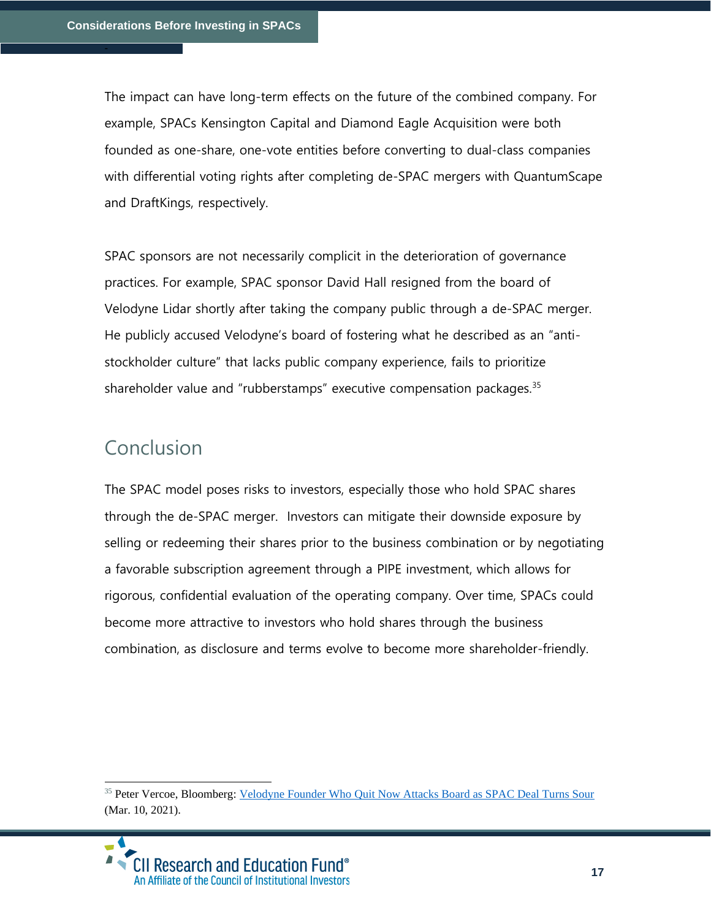The impact can have long-term effects on the future of the combined company. For example, SPACs Kensington Capital and Diamond Eagle Acquisition were both founded as one-share, one-vote entities before converting to dual-class companies with differential voting rights after completing de-SPAC mergers with QuantumScape and DraftKings, respectively.

SPAC sponsors are not necessarily complicit in the deterioration of governance practices. For example, SPAC sponsor David Hall resigned from the board of Velodyne Lidar shortly after taking the company public through a de-SPAC merger. He publicly accused Velodyne's board of fostering what he described as an "anti-stockholder culture" that lacks public company experience, fails to prioritize shareholder value and "rubberstamps" executive compensation packages.[35]

## Conclusion

The SPAC model poses risks to investors, especially those who hold SPAC shares through the de-SPAC merger. Investors can mitigate their downside exposure by selling or redeeming their shares prior to the business combination or by negotiating a favorable subscription agreement through a PIPE investment, which allows for rigorous, confidential evaluation of the operating company. Over time, SPACs could become more attractive to investors who hold shares through the business combination, as disclosure and terms evolve to become more shareholder-friendly.

---

[35] Peter Vercoe, Bloomberg: Velodyne Founder Who Quit Now Attacks Board as SPAC Deal Turns Sour (Mar. 10, 2021).